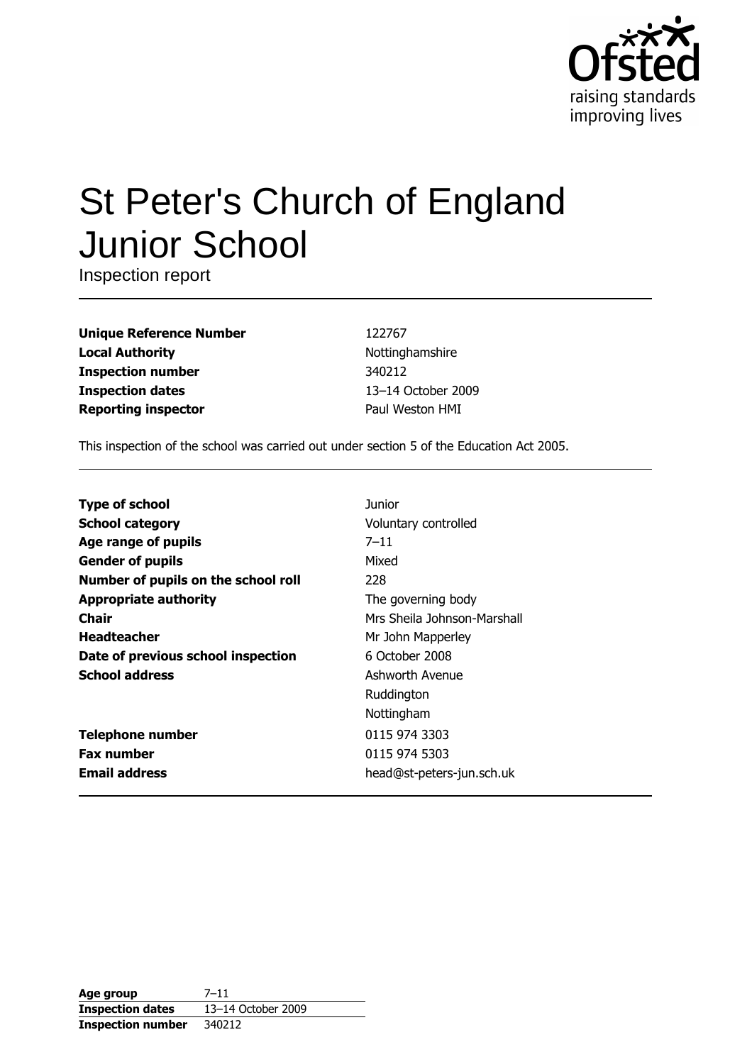# St Peter's Church of England Junior School

Inspection report

| | |
|---|---|
| **Unique Reference Number** | 122767 |
| **Local Authority** | Nottinghamshire |
| **Inspection number** | 340212 |
| **Inspection dates** | 13–14 October 2009 |
| **Reporting inspector** | Paul Weston HMI |

This inspection of the school was carried out under section 5 of the Education Act 2005.

| | |
|---|---|
| **Type of school** | Junior |
| **School category** | Voluntary controlled |
| **Age range of pupils** | 7–11 |
| **Gender of pupils** | Mixed |
| **Number of pupils on the school roll** | 228 |
| **Appropriate authority** | The governing body |
| **Chair** | Mrs Sheila Johnson-Marshall |
| **Headteacher** | Mr John Mapperley |
| **Date of previous school inspection** | 6 October 2008 |
| **School address** | Ashworth Avenue<br>Ruddington<br>Nottingham |
| **Telephone number** | 0115 974 3303 |
| **Fax number** | 0115 974 5303 |
| **Email address** | head@st-peters-jun.sch.uk |

| | |
|---|---|
| **Age group** | 7–11 |
| **Inspection dates** | 13–14 October 2009 |
| **Inspection number** | 340212 |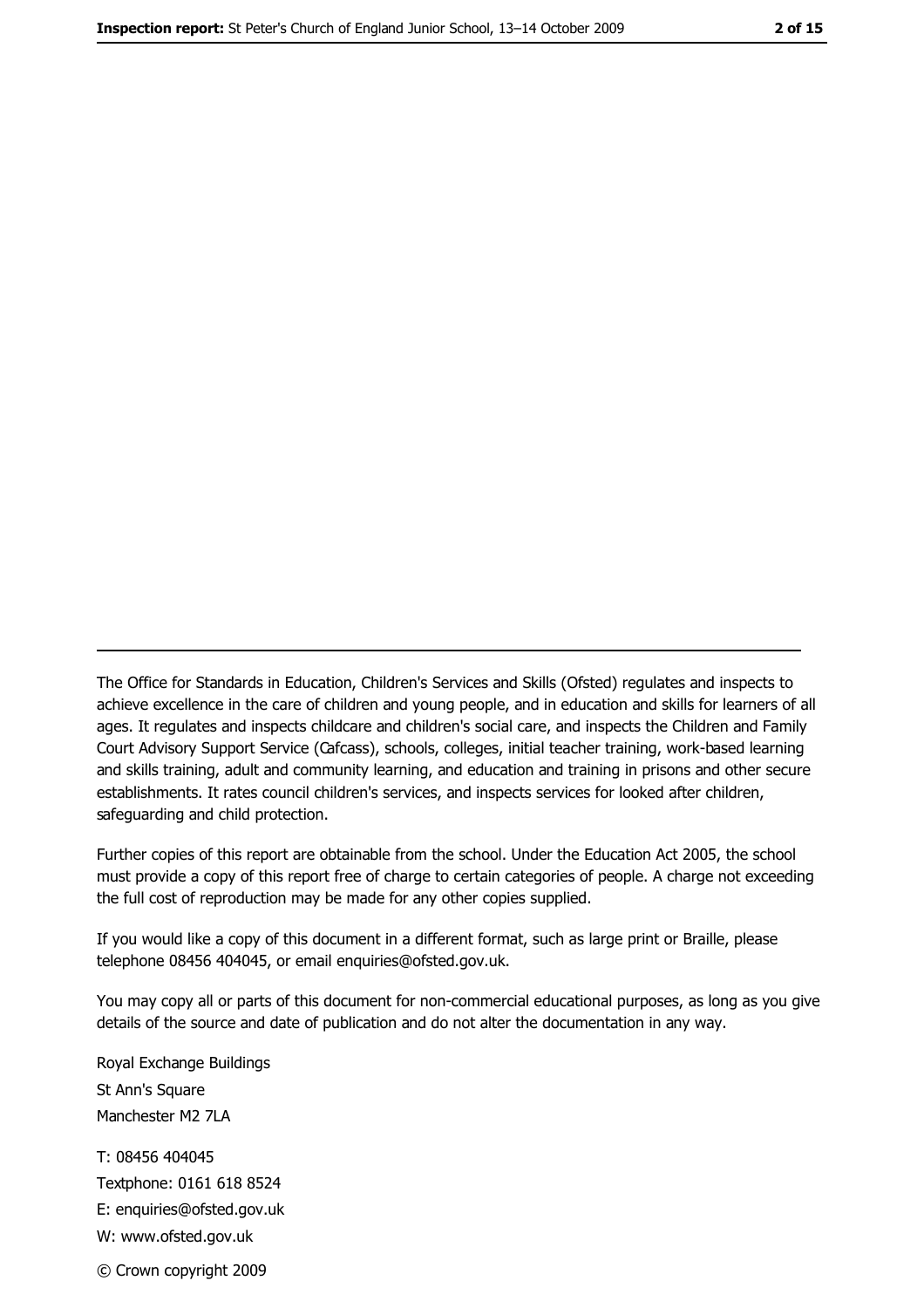The Office for Standards in Education, Children's Services and Skills (Ofsted) regulates and inspects to achieve excellence in the care of children and young people, and in education and skills for learners of all ages. It regulates and inspects childcare and children's social care, and inspects the Children and Family Court Advisory Support Service (Cafcass), schools, colleges, initial teacher training, work-based learning and skills training, adult and community learning, and education and training in prisons and other secure establishments. It rates council children's services, and inspects services for looked after children, safeguarding and child protection.

Further copies of this report are obtainable from the school. Under the Education Act 2005, the school must provide a copy of this report free of charge to certain categories of people. A charge not exceeding the full cost of reproduction may be made for any other copies supplied.

If you would like a copy of this document in a different format, such as large print or Braille, please telephone 08456 404045, or email enquiries@ofsted.gov.uk.

You may copy all or parts of this document for non-commercial educational purposes, as long as you give details of the source and date of publication and do not alter the documentation in any way.

Royal Exchange Buildings
St Ann's Square
Manchester M2 7LA

T: 08456 404045
Textphone: 0161 618 8524
E: enquiries@ofsted.gov.uk
W: www.ofsted.gov.uk

© Crown copyright 2009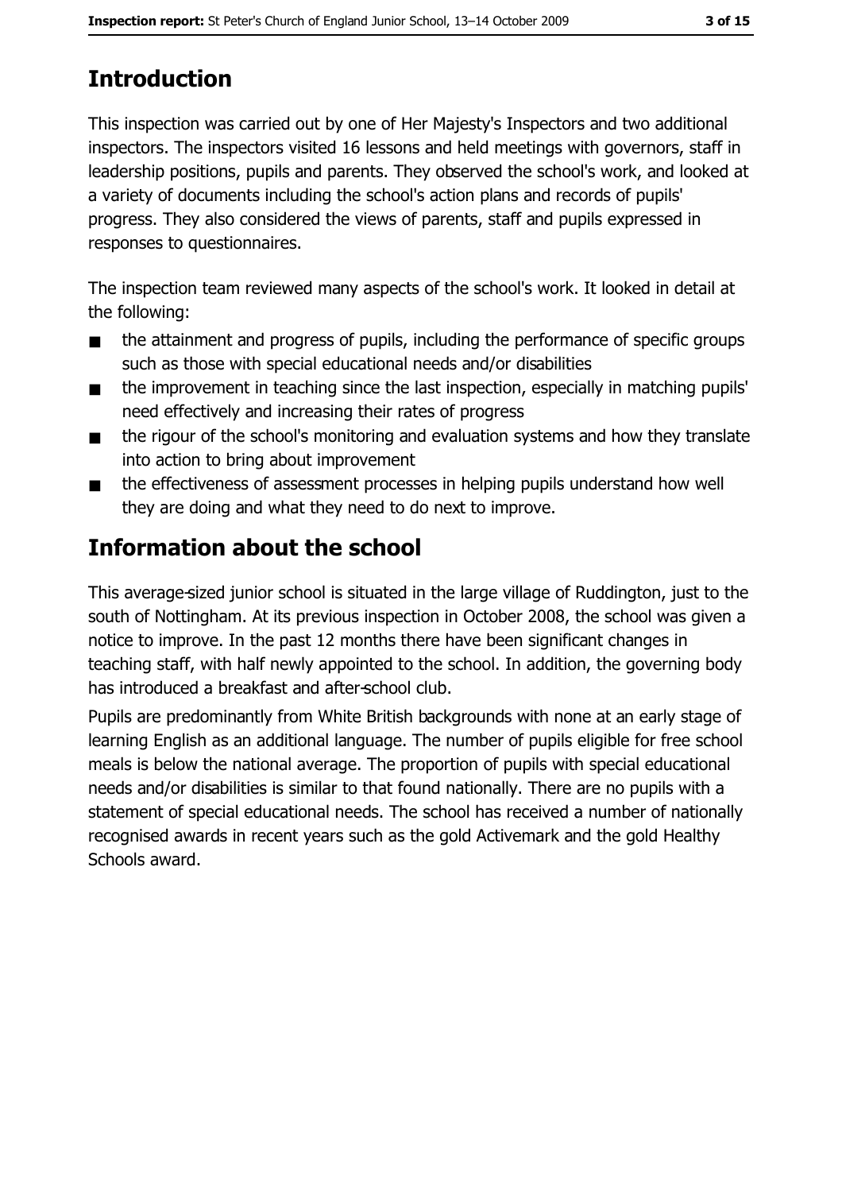# Introduction

This inspection was carried out by one of Her Majesty's Inspectors and two additional inspectors. The inspectors visited 16 lessons and held meetings with governors, staff in leadership positions, pupils and parents. They observed the school's work, and looked at a variety of documents including the school's action plans and records of pupils' progress. They also considered the views of parents, staff and pupils expressed in responses to questionnaires.

The inspection team reviewed many aspects of the school's work. It looked in detail at the following:

- the attainment and progress of pupils, including the performance of specific groups such as those with special educational needs and/or disabilities
- the improvement in teaching since the last inspection, especially in matching pupils' need effectively and increasing their rates of progress
- the rigour of the school's monitoring and evaluation systems and how they translate into action to bring about improvement
- the effectiveness of assessment processes in helping pupils understand how well they are doing and what they need to do next to improve.

# Information about the school

This average-sized junior school is situated in the large village of Ruddington, just to the south of Nottingham. At its previous inspection in October 2008, the school was given a notice to improve. In the past 12 months there have been significant changes in teaching staff, with half newly appointed to the school. In addition, the governing body has introduced a breakfast and after-school club.

Pupils are predominantly from White British backgrounds with none at an early stage of learning English as an additional language. The number of pupils eligible for free school meals is below the national average. The proportion of pupils with special educational needs and/or disabilities is similar to that found nationally. There are no pupils with a statement of special educational needs. The school has received a number of nationally recognised awards in recent years such as the gold Activemark and the gold Healthy Schools award.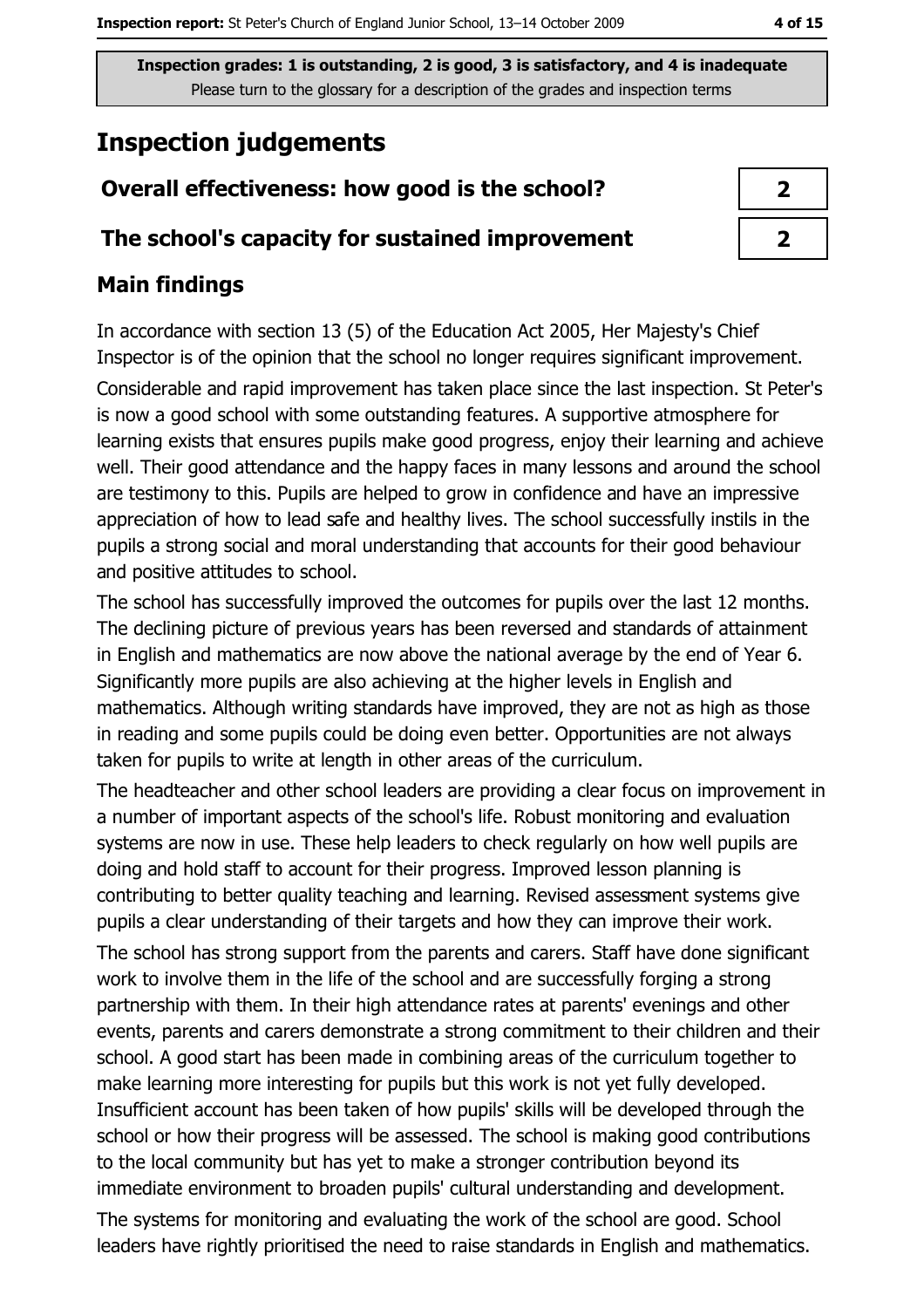**Inspection grades: 1 is outstanding, 2 is good, 3 is satisfactory, and 4 is inadequate**
Please turn to the glossary for a description of the grades and inspection terms

# Inspection judgements

| Overall effectiveness: how good is the school? | 2 |
| --- | --- |
| The school's capacity for sustained improvement | 2 |

## Main findings

In accordance with section 13 (5) of the Education Act 2005, Her Majesty's Chief Inspector is of the opinion that the school no longer requires significant improvement.

Considerable and rapid improvement has taken place since the last inspection. St Peter's is now a good school with some outstanding features. A supportive atmosphere for learning exists that ensures pupils make good progress, enjoy their learning and achieve well. Their good attendance and the happy faces in many lessons and around the school are testimony to this. Pupils are helped to grow in confidence and have an impressive appreciation of how to lead safe and healthy lives. The school successfully instils in the pupils a strong social and moral understanding that accounts for their good behaviour and positive attitudes to school.

The school has successfully improved the outcomes for pupils over the last 12 months. The declining picture of previous years has been reversed and standards of attainment in English and mathematics are now above the national average by the end of Year 6. Significantly more pupils are also achieving at the higher levels in English and mathematics. Although writing standards have improved, they are not as high as those in reading and some pupils could be doing even better. Opportunities are not always taken for pupils to write at length in other areas of the curriculum.

The headteacher and other school leaders are providing a clear focus on improvement in a number of important aspects of the school's life. Robust monitoring and evaluation systems are now in use. These help leaders to check regularly on how well pupils are doing and hold staff to account for their progress. Improved lesson planning is contributing to better quality teaching and learning. Revised assessment systems give pupils a clear understanding of their targets and how they can improve their work.

The school has strong support from the parents and carers. Staff have done significant work to involve them in the life of the school and are successfully forging a strong partnership with them. In their high attendance rates at parents' evenings and other events, parents and carers demonstrate a strong commitment to their children and their school. A good start has been made in combining areas of the curriculum together to make learning more interesting for pupils but this work is not yet fully developed. Insufficient account has been taken of how pupils' skills will be developed through the school or how their progress will be assessed. The school is making good contributions to the local community but has yet to make a stronger contribution beyond its immediate environment to broaden pupils' cultural understanding and development.

The systems for monitoring and evaluating the work of the school are good. School leaders have rightly prioritised the need to raise standards in English and mathematics.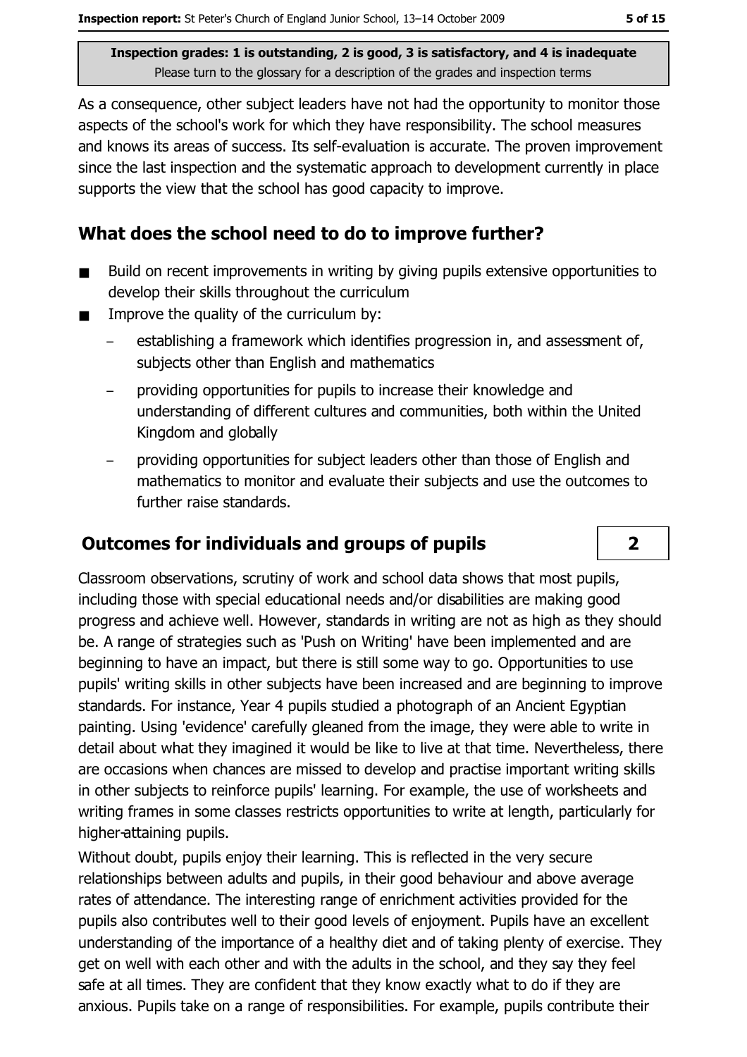As a consequence, other subject leaders have not had the opportunity to monitor those aspects of the school's work for which they have responsibility. The school measures and knows its areas of success. Its self-evaluation is accurate. The proven improvement since the last inspection and the systematic approach to development currently in place supports the view that the school has good capacity to improve.

## What does the school need to do to improve further?

- Build on recent improvements in writing by giving pupils extensive opportunities to develop their skills throughout the curriculum
- Improve the quality of the curriculum by:
  - establishing a framework which identifies progression in, and assessment of, subjects other than English and mathematics
  - providing opportunities for pupils to increase their knowledge and understanding of different cultures and communities, both within the United Kingdom and globally
  - providing opportunities for subject leaders other than those of English and mathematics to monitor and evaluate their subjects and use the outcomes to further raise standards.

## Outcomes for individuals and groups of pupils — 2

Classroom observations, scrutiny of work and school data shows that most pupils, including those with special educational needs and/or disabilities are making good progress and achieve well. However, standards in writing are not as high as they should be. A range of strategies such as 'Push on Writing' have been implemented and are beginning to have an impact, but there is still some way to go. Opportunities to use pupils' writing skills in other subjects have been increased and are beginning to improve standards. For instance, Year 4 pupils studied a photograph of an Ancient Egyptian painting. Using 'evidence' carefully gleaned from the image, they were able to write in detail about what they imagined it would be like to live at that time. Nevertheless, there are occasions when chances are missed to develop and practise important writing skills in other subjects to reinforce pupils' learning. For example, the use of worksheets and writing frames in some classes restricts opportunities to write at length, particularly for higher-attaining pupils.

Without doubt, pupils enjoy their learning. This is reflected in the very secure relationships between adults and pupils, in their good behaviour and above average rates of attendance. The interesting range of enrichment activities provided for the pupils also contributes well to their good levels of enjoyment. Pupils have an excellent understanding of the importance of a healthy diet and of taking plenty of exercise. They get on well with each other and with the adults in the school, and they say they feel safe at all times. They are confident that they know exactly what to do if they are anxious. Pupils take on a range of responsibilities. For example, pupils contribute their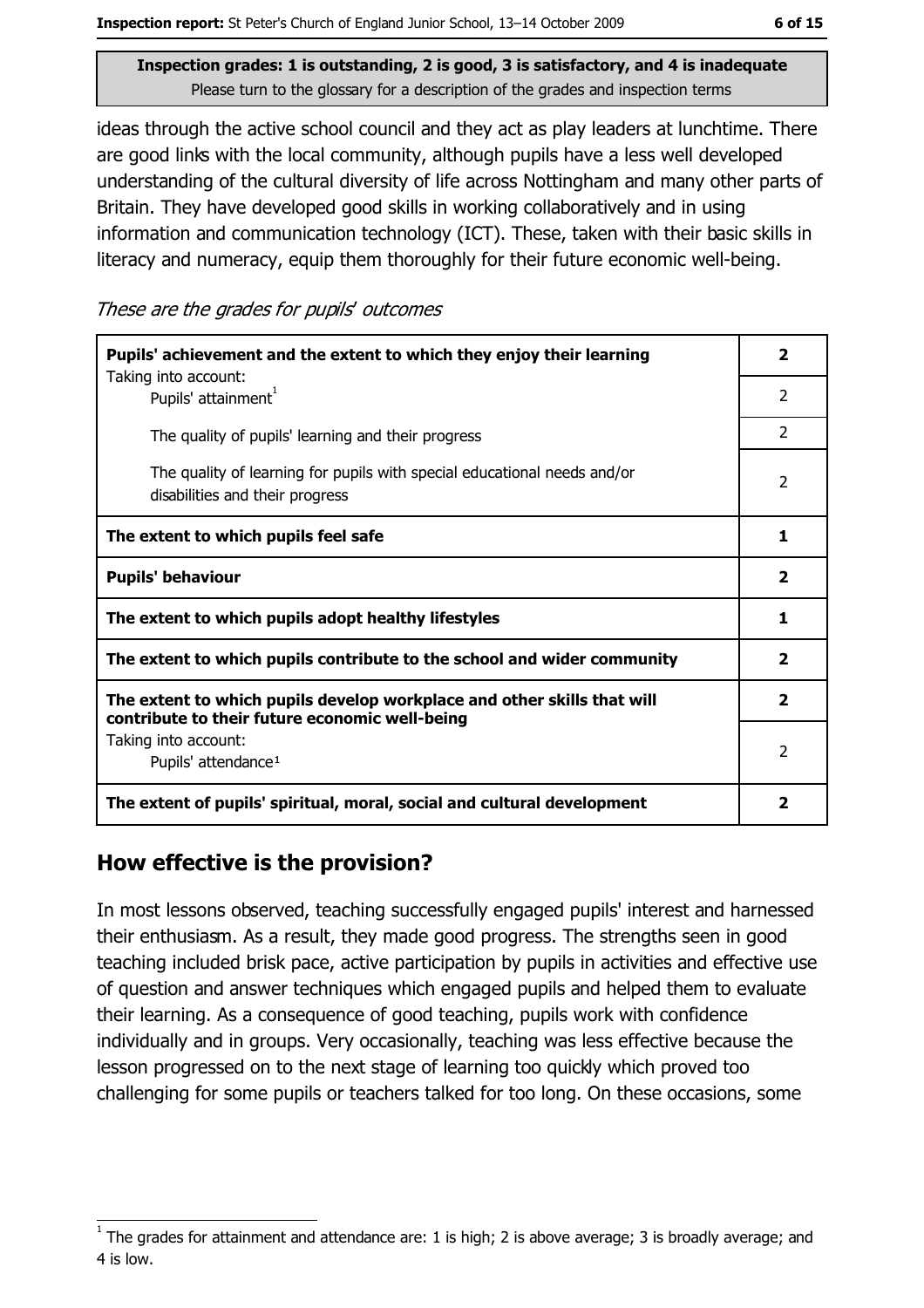Inspection grades: 1 is outstanding, 2 is good, 3 is satisfactory, and 4 is inadequate
Please turn to the glossary for a description of the grades and inspection terms

ideas through the active school council and they act as play leaders at lunchtime. There are good links with the local community, although pupils have a less well developed understanding of the cultural diversity of life across Nottingham and many other parts of Britain. They have developed good skills in working collaboratively and in using information and communication technology (ICT). These, taken with their basic skills in literacy and numeracy, equip them thoroughly for their future economic well-being.

*These are the grades for pupils' outcomes*

| | |
|---|---|
| **Pupils' achievement and the extent to which they enjoy their learning** | **2** |
| Taking into account: Pupils' attainment[1] | 2 |
| The quality of pupils' learning and their progress | 2 |
| The quality of learning for pupils with special educational needs and/or disabilities and their progress | 2 |
| **The extent to which pupils feel safe** | **1** |
| **Pupils' behaviour** | **2** |
| **The extent to which pupils adopt healthy lifestyles** | **1** |
| **The extent to which pupils contribute to the school and wider community** | **2** |
| **The extent to which pupils develop workplace and other skills that will contribute to their future economic well-being** | **2** |
| Taking into account: Pupils' attendance[1] | 2 |
| **The extent of pupils' spiritual, moral, social and cultural development** | **2** |

## How effective is the provision?

In most lessons observed, teaching successfully engaged pupils' interest and harnessed their enthusiasm. As a result, they made good progress. The strengths seen in good teaching included brisk pace, active participation by pupils in activities and effective use of question and answer techniques which engaged pupils and helped them to evaluate their learning. As a consequence of good teaching, pupils work with confidence individually and in groups. Very occasionally, teaching was less effective because the lesson progressed on to the next stage of learning too quickly which proved too challenging for some pupils or teachers talked for too long. On these occasions, some

[1] The grades for attainment and attendance are: 1 is high; 2 is above average; 3 is broadly average; and 4 is low.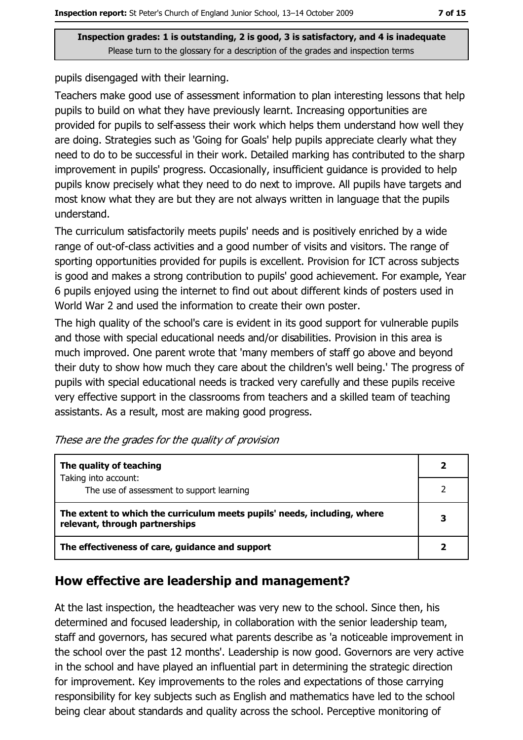pupils disengaged with their learning.

Teachers make good use of assessment information to plan interesting lessons that help pupils to build on what they have previously learnt. Increasing opportunities are provided for pupils to self-assess their work which helps them understand how well they are doing. Strategies such as 'Going for Goals' help pupils appreciate clearly what they need to do to be successful in their work. Detailed marking has contributed to the sharp improvement in pupils' progress. Occasionally, insufficient guidance is provided to help pupils know precisely what they need to do next to improve. All pupils have targets and most know what they are but they are not always written in language that the pupils understand.

The curriculum satisfactorily meets pupils' needs and is positively enriched by a wide range of out-of-class activities and a good number of visits and visitors. The range of sporting opportunities provided for pupils is excellent. Provision for ICT across subjects is good and makes a strong contribution to pupils' good achievement. For example, Year 6 pupils enjoyed using the internet to find out about different kinds of posters used in World War 2 and used the information to create their own poster.

The high quality of the school's care is evident in its good support for vulnerable pupils and those with special educational needs and/or disabilities. Provision in this area is much improved. One parent wrote that 'many members of staff go above and beyond their duty to show how much they care about the children's well being.' The progress of pupils with special educational needs is tracked very carefully and these pupils receive very effective support in the classrooms from teachers and a skilled team of teaching assistants. As a result, most are making good progress.

*These are the grades for the quality of provision*

| | |
|---|---|
| **The quality of teaching** | **2** |
| Taking into account: The use of assessment to support learning | 2 |
| **The extent to which the curriculum meets pupils' needs, including, where relevant, through partnerships** | **3** |
| **The effectiveness of care, guidance and support** | **2** |

## How effective are leadership and management?

At the last inspection, the headteacher was very new to the school. Since then, his determined and focused leadership, in collaboration with the senior leadership team, staff and governors, has secured what parents describe as 'a noticeable improvement in the school over the past 12 months'. Leadership is now good. Governors are very active in the school and have played an influential part in determining the strategic direction for improvement. Key improvements to the roles and expectations of those carrying responsibility for key subjects such as English and mathematics have led to the school being clear about standards and quality across the school. Perceptive monitoring of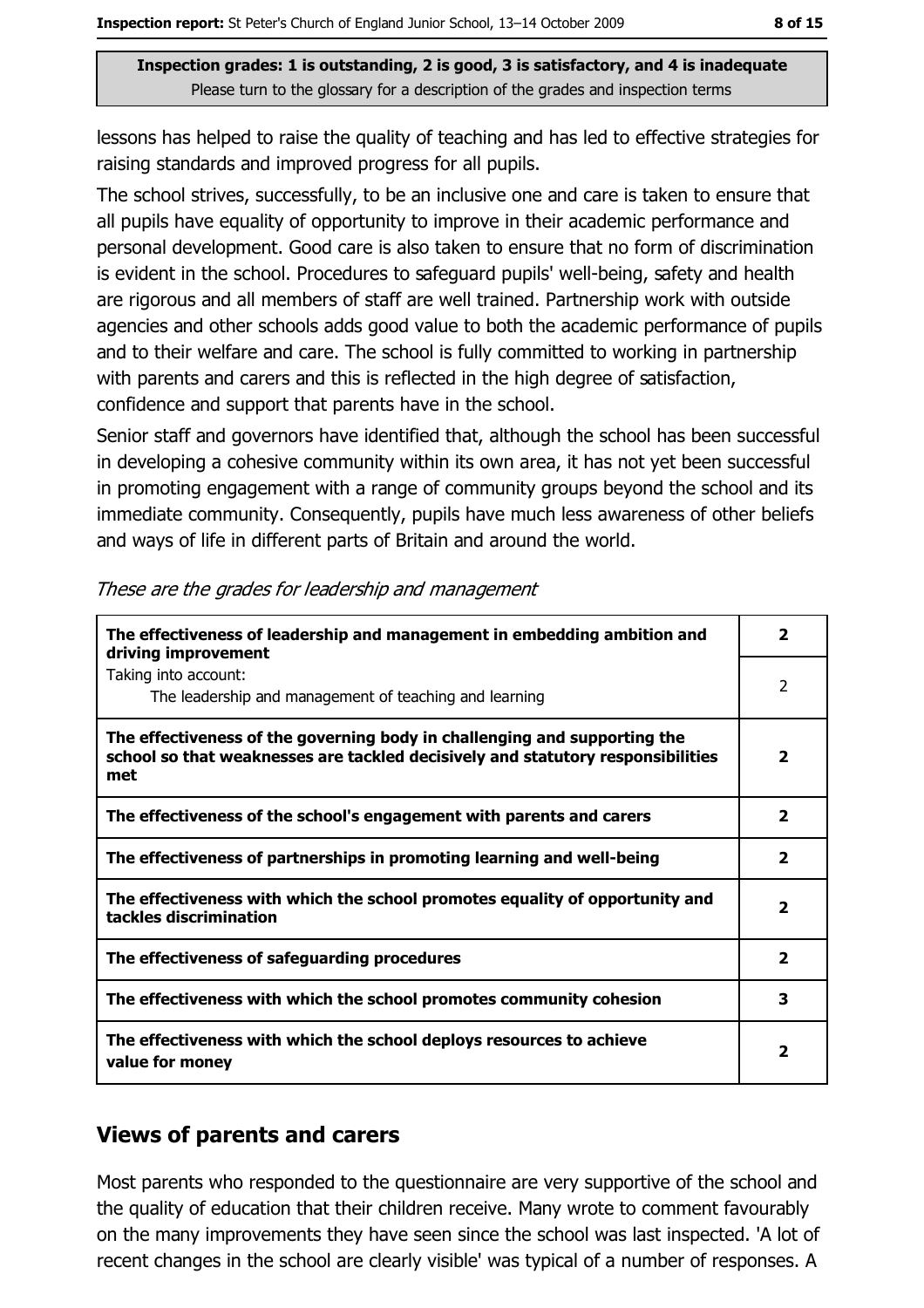**Inspection grades: 1 is outstanding, 2 is good, 3 is satisfactory, and 4 is inadequate**
Please turn to the glossary for a description of the grades and inspection terms

lessons has helped to raise the quality of teaching and has led to effective strategies for raising standards and improved progress for all pupils.

The school strives, successfully, to be an inclusive one and care is taken to ensure that all pupils have equality of opportunity to improve in their academic performance and personal development. Good care is also taken to ensure that no form of discrimination is evident in the school. Procedures to safeguard pupils' well-being, safety and health are rigorous and all members of staff are well trained. Partnership work with outside agencies and other schools adds good value to both the academic performance of pupils and to their welfare and care. The school is fully committed to working in partnership with parents and carers and this is reflected in the high degree of satisfaction, confidence and support that parents have in the school.

Senior staff and governors have identified that, although the school has been successful in developing a cohesive community within its own area, it has not yet been successful in promoting engagement with a range of community groups beyond the school and its immediate community. Consequently, pupils have much less awareness of other beliefs and ways of life in different parts of Britain and around the world.

*These are the grades for leadership and management*

| | |
|---|---|
| **The effectiveness of leadership and management in embedding ambition and driving improvement** | **2** |
| Taking into account: The leadership and management of teaching and learning | 2 |
| **The effectiveness of the governing body in challenging and supporting the school so that weaknesses are tackled decisively and statutory responsibilities met** | **2** |
| **The effectiveness of the school's engagement with parents and carers** | **2** |
| **The effectiveness of partnerships in promoting learning and well-being** | **2** |
| **The effectiveness with which the school promotes equality of opportunity and tackles discrimination** | **2** |
| **The effectiveness of safeguarding procedures** | **2** |
| **The effectiveness with which the school promotes community cohesion** | **3** |
| **The effectiveness with which the school deploys resources to achieve value for money** | **2** |

## Views of parents and carers

Most parents who responded to the questionnaire are very supportive of the school and the quality of education that their children receive. Many wrote to comment favourably on the many improvements they have seen since the school was last inspected. 'A lot of recent changes in the school are clearly visible' was typical of a number of responses. A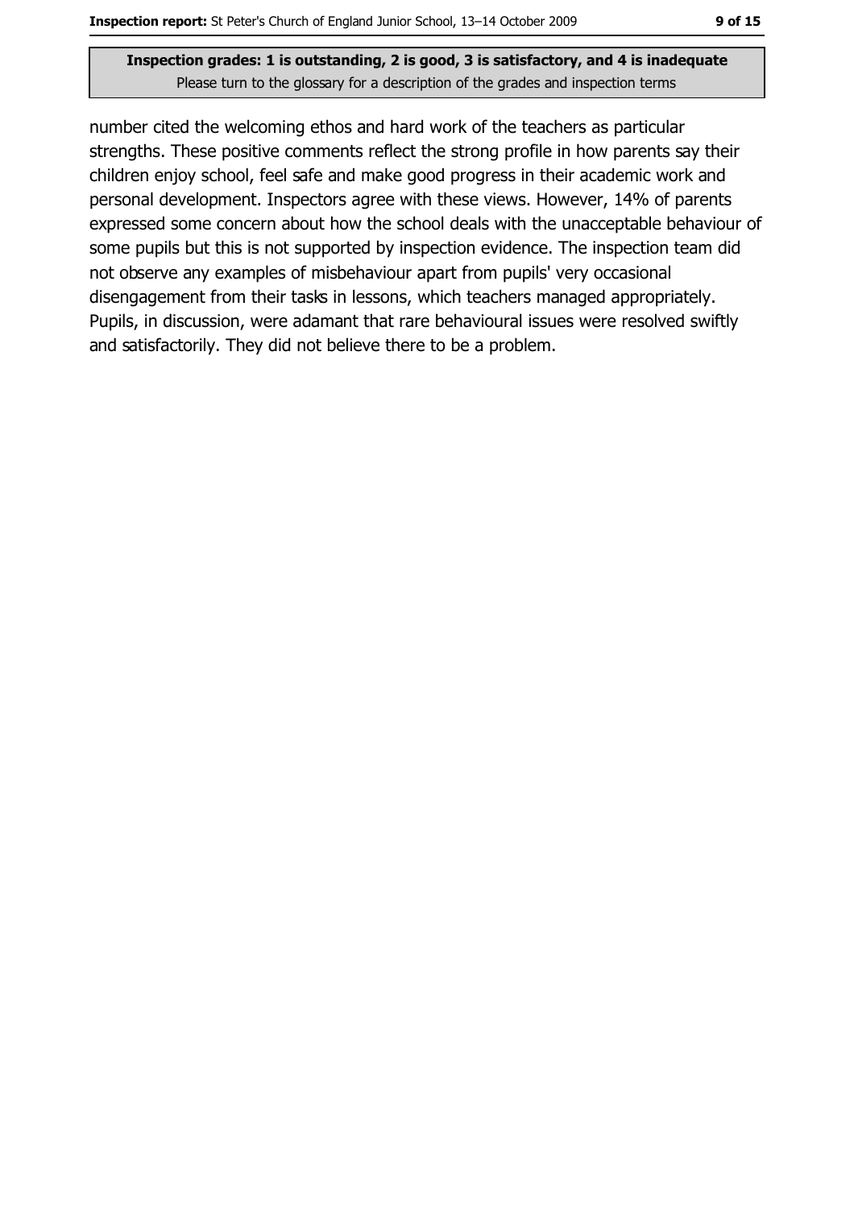number cited the welcoming ethos and hard work of the teachers as particular strengths. These positive comments reflect the strong profile in how parents say their children enjoy school, feel safe and make good progress in their academic work and personal development. Inspectors agree with these views. However, 14% of parents expressed some concern about how the school deals with the unacceptable behaviour of some pupils but this is not supported by inspection evidence. The inspection team did not observe any examples of misbehaviour apart from pupils' very occasional disengagement from their tasks in lessons, which teachers managed appropriately. Pupils, in discussion, were adamant that rare behavioural issues were resolved swiftly and satisfactorily. They did not believe there to be a problem.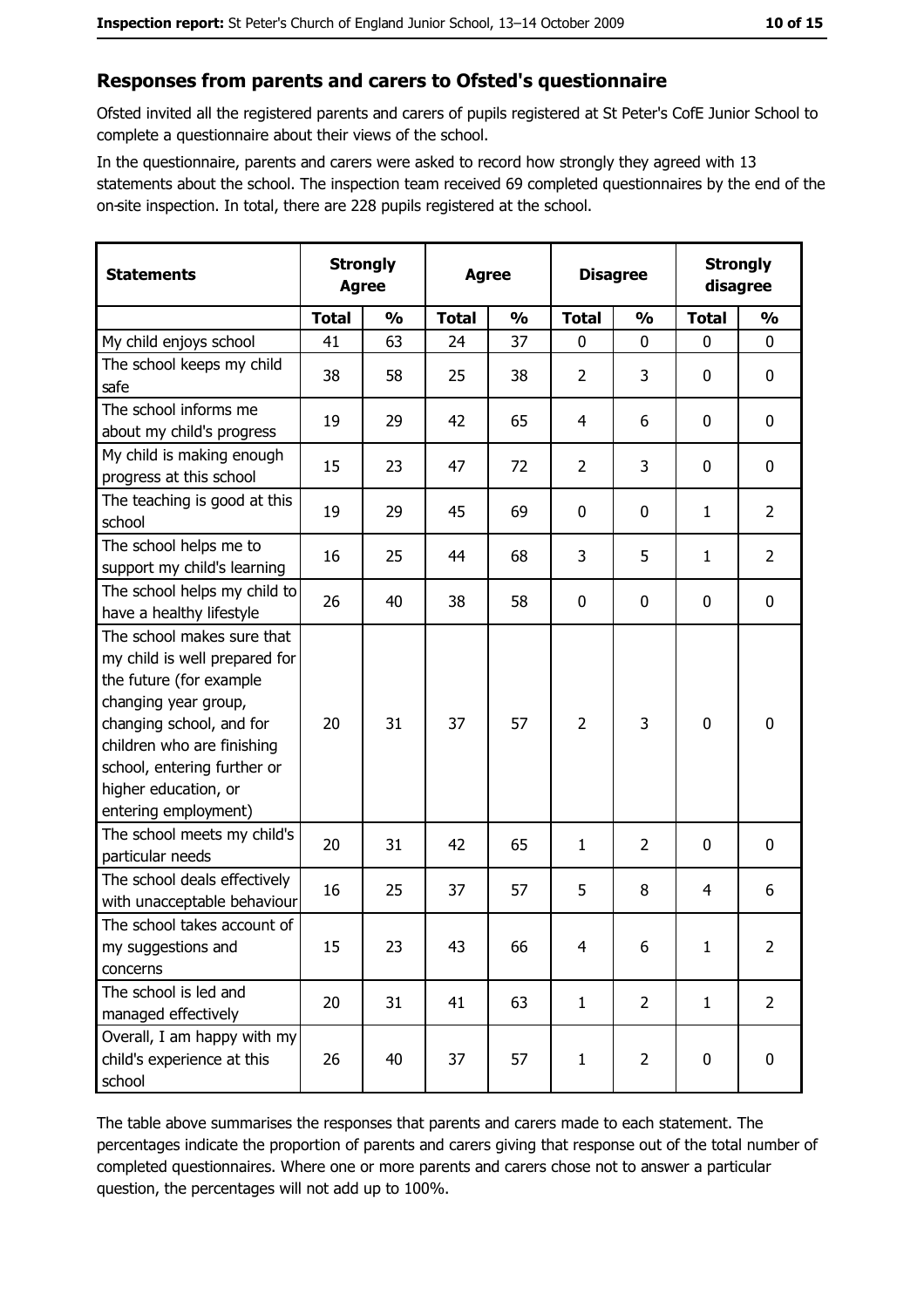## Responses from parents and carers to Ofsted's questionnaire

Ofsted invited all the registered parents and carers of pupils registered at St Peter's CofE Junior School to complete a questionnaire about their views of the school.

In the questionnaire, parents and carers were asked to record how strongly they agreed with 13 statements about the school. The inspection team received 69 completed questionnaires by the end of the on-site inspection. In total, there are 228 pupils registered at the school.

| Statements | Strongly Agree | | Agree | | Disagree | | Strongly disagree | |
|---|---|---|---|---|---|---|---|---|
| | Total | % | Total | % | Total | % | Total | % |
| My child enjoys school | 41 | 63 | 24 | 37 | 0 | 0 | 0 | 0 |
| The school keeps my child safe | 38 | 58 | 25 | 38 | 2 | 3 | 0 | 0 |
| The school informs me about my child's progress | 19 | 29 | 42 | 65 | 4 | 6 | 0 | 0 |
| My child is making enough progress at this school | 15 | 23 | 47 | 72 | 2 | 3 | 0 | 0 |
| The teaching is good at this school | 19 | 29 | 45 | 69 | 0 | 0 | 1 | 2 |
| The school helps me to support my child's learning | 16 | 25 | 44 | 68 | 3 | 5 | 1 | 2 |
| The school helps my child to have a healthy lifestyle | 26 | 40 | 38 | 58 | 0 | 0 | 0 | 0 |
| The school makes sure that my child is well prepared for the future (for example changing year group, changing school, and for children who are finishing school, entering further or higher education, or entering employment) | 20 | 31 | 37 | 57 | 2 | 3 | 0 | 0 |
| The school meets my child's particular needs | 20 | 31 | 42 | 65 | 1 | 2 | 0 | 0 |
| The school deals effectively with unacceptable behaviour | 16 | 25 | 37 | 57 | 5 | 8 | 4 | 6 |
| The school takes account of my suggestions and concerns | 15 | 23 | 43 | 66 | 4 | 6 | 1 | 2 |
| The school is led and managed effectively | 20 | 31 | 41 | 63 | 1 | 2 | 1 | 2 |
| Overall, I am happy with my child's experience at this school | 26 | 40 | 37 | 57 | 1 | 2 | 0 | 0 |

The table above summarises the responses that parents and carers made to each statement. The percentages indicate the proportion of parents and carers giving that response out of the total number of completed questionnaires. Where one or more parents and carers chose not to answer a particular question, the percentages will not add up to 100%.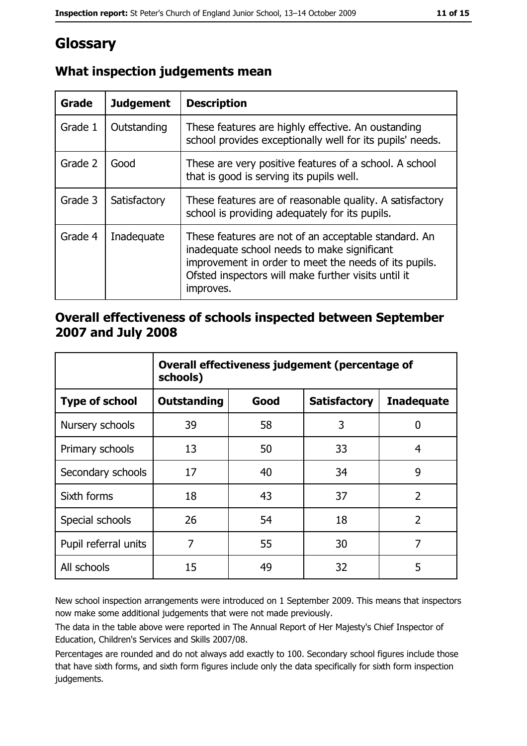# Glossary

## What inspection judgements mean

| Grade | Judgement | Description |
|---|---|---|
| Grade 1 | Outstanding | These features are highly effective. An oustanding school provides exceptionally well for its pupils' needs. |
| Grade 2 | Good | These are very positive features of a school. A school that is good is serving its pupils well. |
| Grade 3 | Satisfactory | These features are of reasonable quality. A satisfactory school is providing adequately for its pupils. |
| Grade 4 | Inadequate | These features are not of an acceptable standard. An inadequate school needs to make significant improvement in order to meet the needs of its pupils. Ofsted inspectors will make further visits until it improves. |

## Overall effectiveness of schools inspected between September 2007 and July 2008

| | Overall effectiveness judgement (percentage of schools) | | | |
|---|---|---|---|---|
| **Type of school** | **Outstanding** | **Good** | **Satisfactory** | **Inadequate** |
| Nursery schools | 39 | 58 | 3 | 0 |
| Primary schools | 13 | 50 | 33 | 4 |
| Secondary schools | 17 | 40 | 34 | 9 |
| Sixth forms | 18 | 43 | 37 | 2 |
| Special schools | 26 | 54 | 18 | 2 |
| Pupil referral units | 7 | 55 | 30 | 7 |
| All schools | 15 | 49 | 32 | 5 |

New school inspection arrangements were introduced on 1 September 2009. This means that inspectors now make some additional judgements that were not made previously.

The data in the table above were reported in The Annual Report of Her Majesty's Chief Inspector of Education, Children's Services and Skills 2007/08.

Percentages are rounded and do not always add exactly to 100. Secondary school figures include those that have sixth forms, and sixth form figures include only the data specifically for sixth form inspection judgements.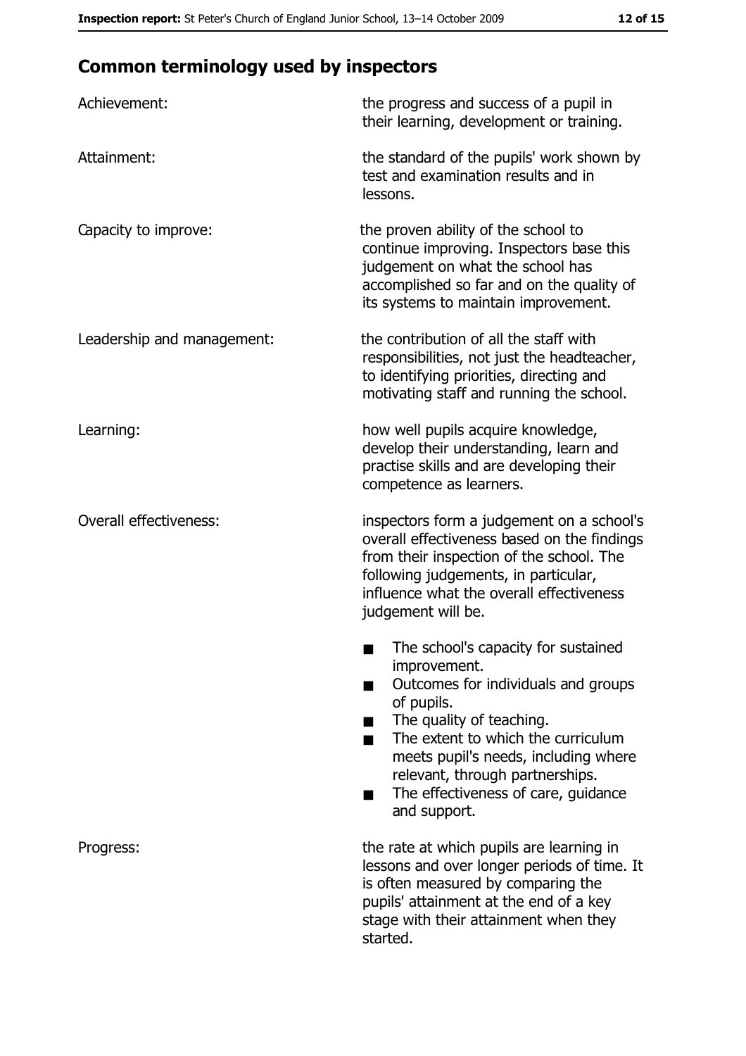## Common terminology used by inspectors

| | |
|---|---|
| Achievement: | the progress and success of a pupil in their learning, development or training. |
| Attainment: | the standard of the pupils' work shown by test and examination results and in lessons. |
| Capacity to improve: | the proven ability of the school to continue improving. Inspectors base this judgement on what the school has accomplished so far and on the quality of its systems to maintain improvement. |
| Leadership and management: | the contribution of all the staff with responsibilities, not just the headteacher, to identifying priorities, directing and motivating staff and running the school. |
| Learning: | how well pupils acquire knowledge, develop their understanding, learn and practise skills and are developing their competence as learners. |
| Overall effectiveness: | inspectors form a judgement on a school's overall effectiveness based on the findings from their inspection of the school. The following judgements, in particular, influence what the overall effectiveness judgement will be.<br><br>■ The school's capacity for sustained improvement.<br>■ Outcomes for individuals and groups of pupils.<br>■ The quality of teaching.<br>■ The extent to which the curriculum meets pupil's needs, including where relevant, through partnerships.<br>■ The effectiveness of care, guidance and support. |
| Progress: | the rate at which pupils are learning in lessons and over longer periods of time. It is often measured by comparing the pupils' attainment at the end of a key stage with their attainment when they started. |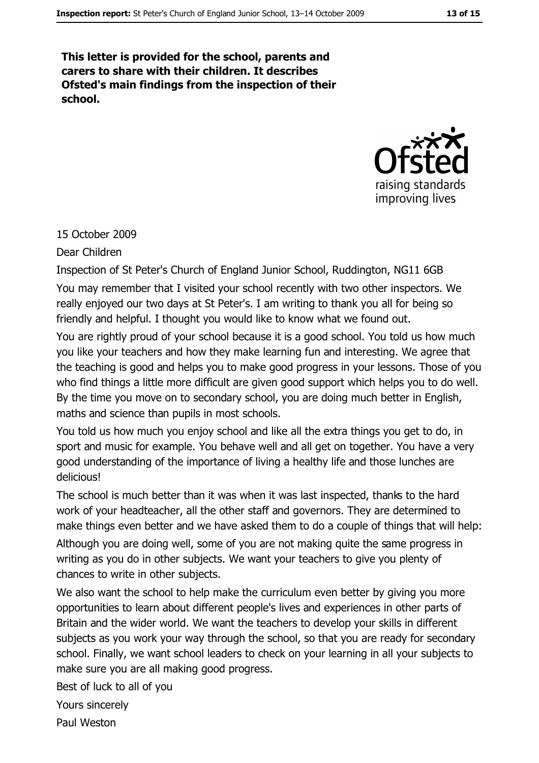**This letter is provided for the school, parents and carers to share with their children. It describes Ofsted's main findings from the inspection of their school.**

15 October 2009

Dear Children

Inspection of St Peter's Church of England Junior School, Ruddington, NG11 6GB

You may remember that I visited your school recently with two other inspectors. We really enjoyed our two days at St Peter's. I am writing to thank you all for being so friendly and helpful. I thought you would like to know what we found out.

You are rightly proud of your school because it is a good school. You told us how much you like your teachers and how they make learning fun and interesting. We agree that the teaching is good and helps you to make good progress in your lessons. Those of you who find things a little more difficult are given good support which helps you to do well. By the time you move on to secondary school, you are doing much better in English, maths and science than pupils in most schools.

You told us how much you enjoy school and like all the extra things you get to do, in sport and music for example. You behave well and all get on together. You have a very good understanding of the importance of living a healthy life and those lunches are delicious!

The school is much better than it was when it was last inspected, thanks to the hard work of your headteacher, all the other staff and governors. They are determined to make things even better and we have asked them to do a couple of things that will help:

Although you are doing well, some of you are not making quite the same progress in writing as you do in other subjects. We want your teachers to give you plenty of chances to write in other subjects.

We also want the school to help make the curriculum even better by giving you more opportunities to learn about different people's lives and experiences in other parts of Britain and the wider world. We want the teachers to develop your skills in different subjects as you work your way through the school, so that you are ready for secondary school. Finally, we want school leaders to check on your learning in all your subjects to make sure you are all making good progress.

Best of luck to all of you

Yours sincerely

Paul Weston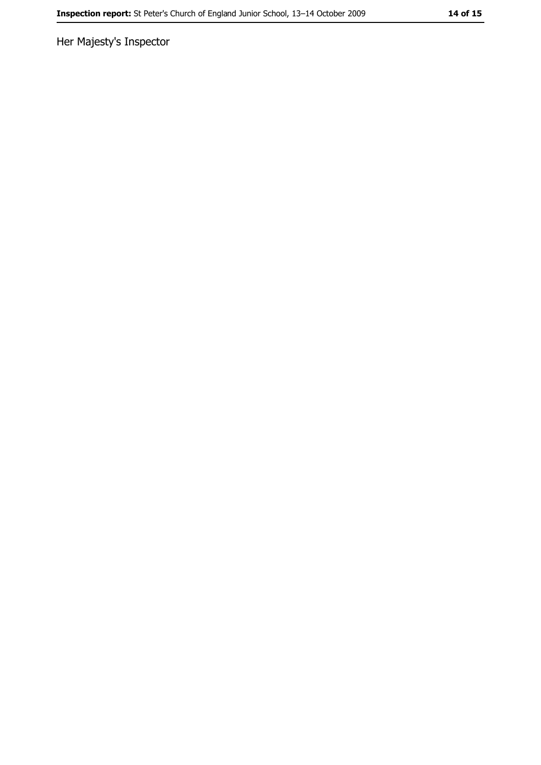Her Majesty's Inspector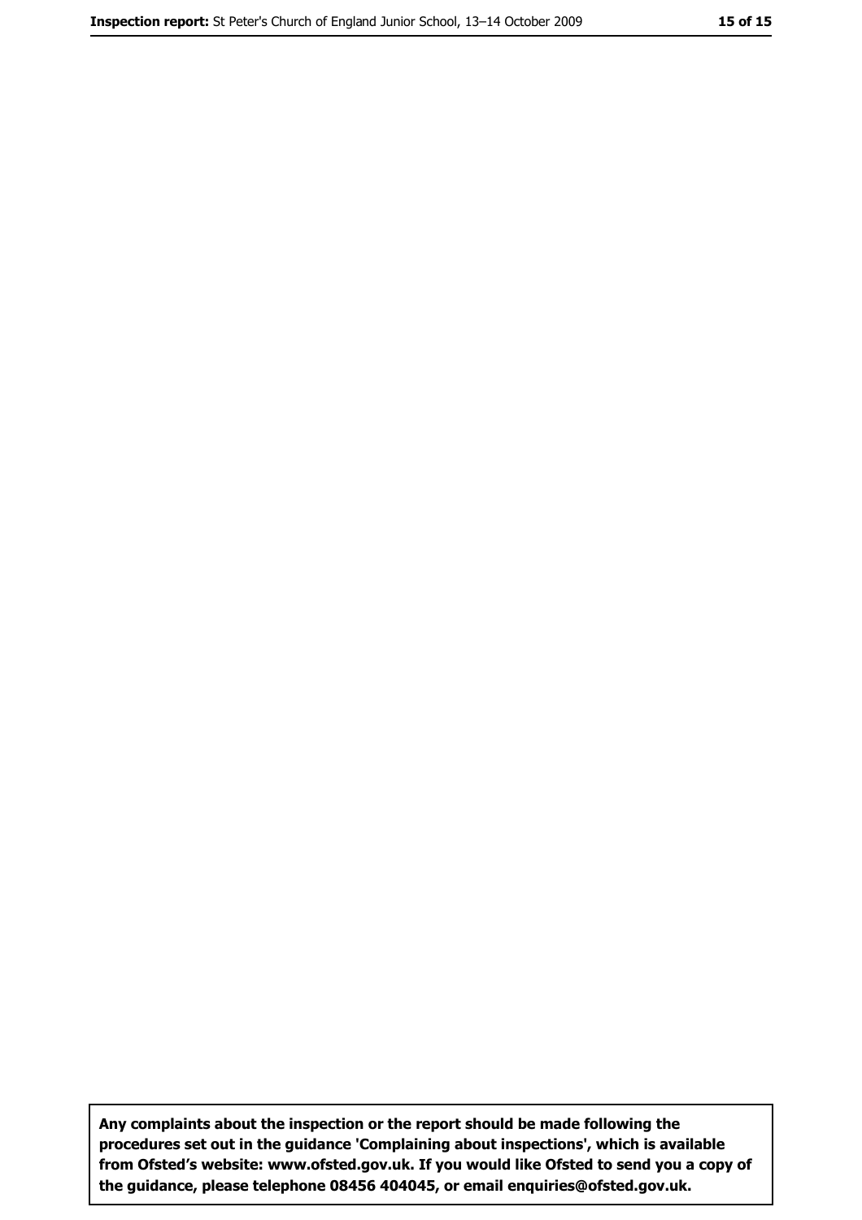**Any complaints about the inspection or the report should be made following the procedures set out in the guidance 'Complaining about inspections', which is available from Ofsted's website: www.ofsted.gov.uk. If you would like Ofsted to send you a copy of the guidance, please telephone 08456 404045, or email enquiries@ofsted.gov.uk.**